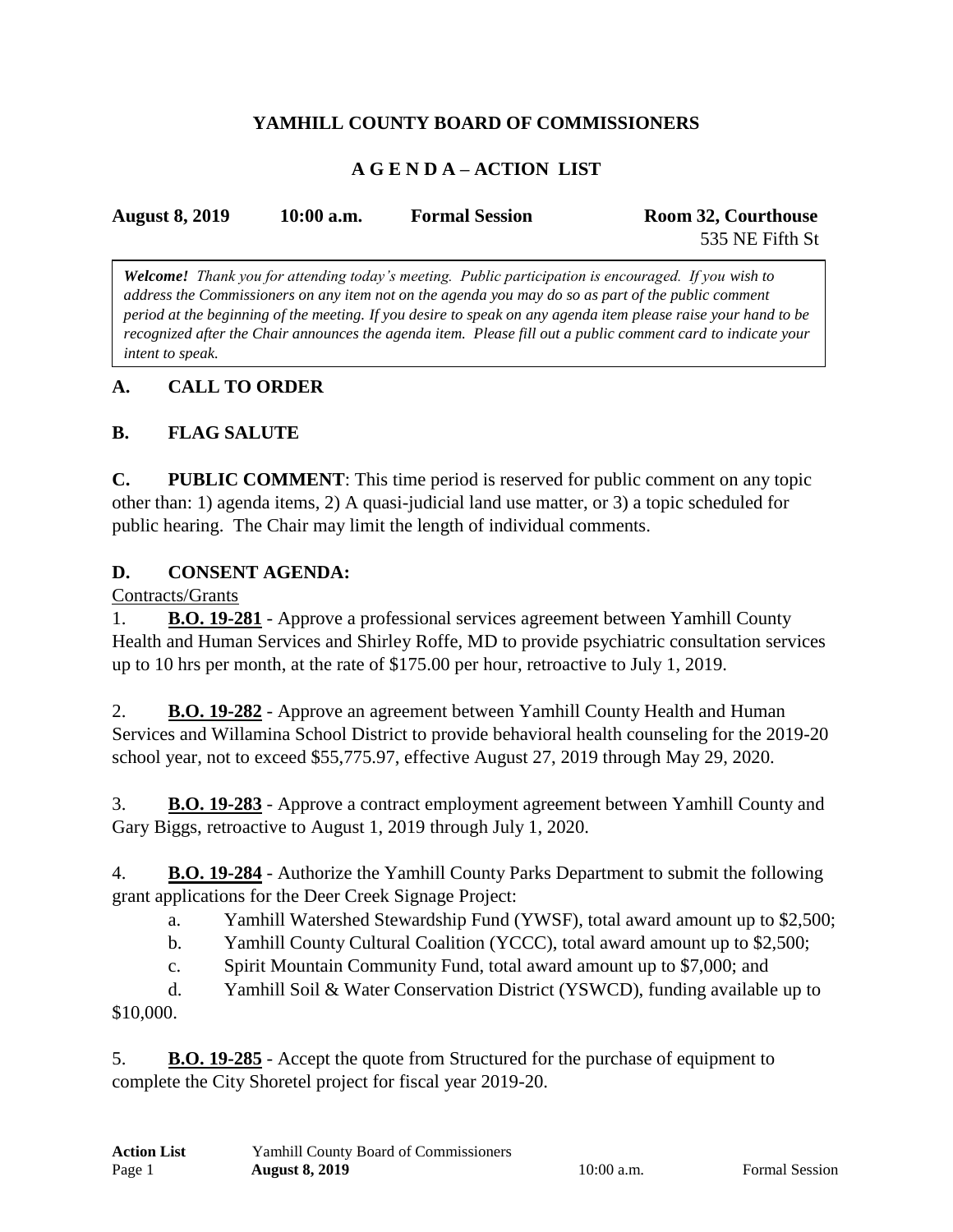# YAMHILL COUNTY BOARD OF COMMISSIONERS

## A G E N D A – ACTION LIST

**August 8, 2019** **10:00 a.m.** **Formal Session** **Room 32, Courthouse**
535 NE Fifth St

> ***Welcome!*** *Thank you for attending today's meeting. Public participation is encouraged. If you wish to address the Commissioners on any item not on the agenda you may do so as part of the public comment period at the beginning of the meeting. If you desire to speak on any agenda item please raise your hand to be recognized after the Chair announces the agenda item. Please fill out a public comment card to indicate your intent to speak.*

## A. CALL TO ORDER

## B. FLAG SALUTE

**C. PUBLIC COMMENT**: This time period is reserved for public comment on any topic other than: 1) agenda items, 2) A quasi-judicial land use matter, or 3) a topic scheduled for public hearing. The Chair may limit the length of individual comments.

## D. CONSENT AGENDA:

Contracts/Grants

1. **B.O. 19-281** - Approve a professional services agreement between Yamhill County Health and Human Services and Shirley Roffe, MD to provide psychiatric consultation services up to 10 hrs per month, at the rate of $175.00 per hour, retroactive to July 1, 2019.

2. **B.O. 19-282** - Approve an agreement between Yamhill County Health and Human Services and Willamina School District to provide behavioral health counseling for the 2019-20 school year, not to exceed $55,775.97, effective August 27, 2019 through May 29, 2020.

3. **B.O. 19-283** - Approve a contract employment agreement between Yamhill County and Gary Biggs, retroactive to August 1, 2019 through July 1, 2020.

4. **B.O. 19-284** - Authorize the Yamhill County Parks Department to submit the following grant applications for the Deer Creek Signage Project:
   a. Yamhill Watershed Stewardship Fund (YWSF), total award amount up to $2,500;
   b. Yamhill County Cultural Coalition (YCCC), total award amount up to $2,500;
   c. Spirit Mountain Community Fund, total award amount up to $7,000; and
   d. Yamhill Soil & Water Conservation District (YSWCD), funding available up to $10,000.

5. **B.O. 19-285** - Accept the quote from Structured for the purchase of equipment to complete the City Shoretel project for fiscal year 2019-20.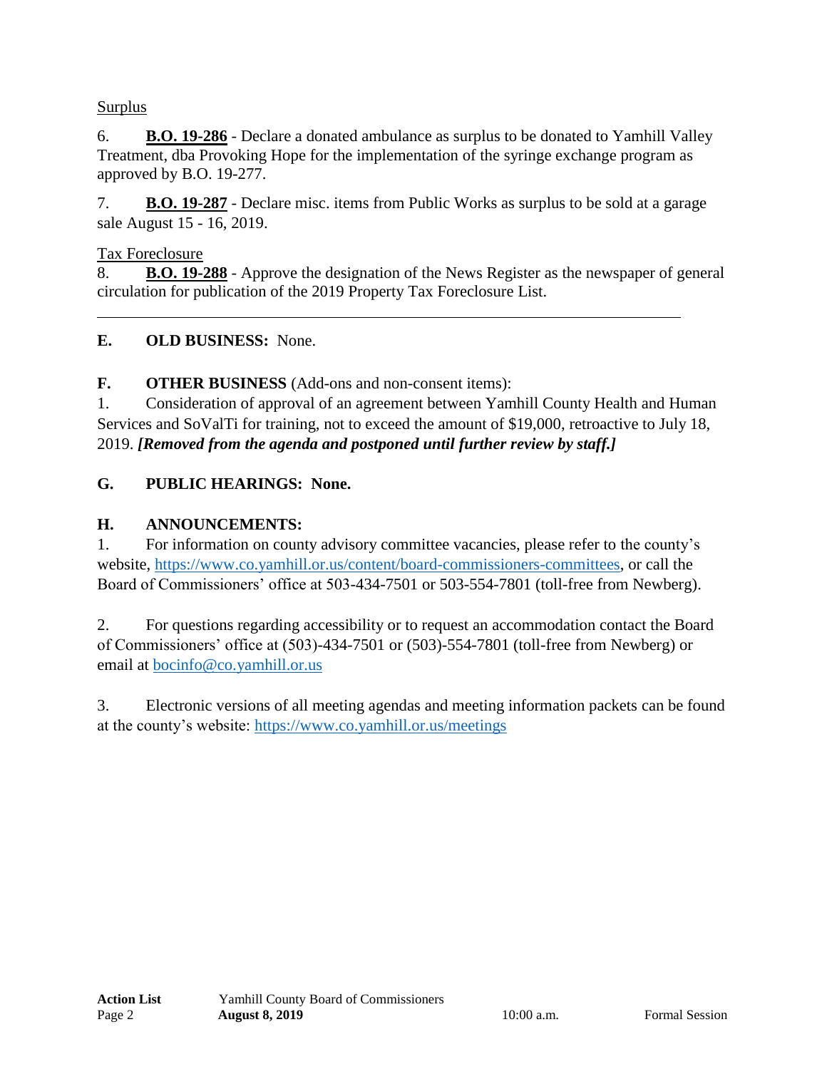Surplus

6. **B.O. 19-286** - Declare a donated ambulance as surplus to be donated to Yamhill Valley Treatment, dba Provoking Hope for the implementation of the syringe exchange program as approved by B.O. 19-277.

7. **B.O. 19-287** - Declare misc. items from Public Works as surplus to be sold at a garage sale August 15 - 16, 2019.

Tax Foreclosure

8. **B.O. 19-288** - Approve the designation of the News Register as the newspaper of general circulation for publication of the 2019 Property Tax Foreclosure List.

---

**E. OLD BUSINESS:** None.

**F. OTHER BUSINESS** (Add-ons and non-consent items):

1. Consideration of approval of an agreement between Yamhill County Health and Human Services and SoValTi for training, not to exceed the amount of $19,000, retroactive to July 18, 2019. ***[Removed from the agenda and postponed until further review by staff.]***

**G. PUBLIC HEARINGS: None.**

**H. ANNOUNCEMENTS:**

1. For information on county advisory committee vacancies, please refer to the county's website, https://www.co.yamhill.or.us/content/board-commissioners-committees, or call the Board of Commissioners' office at 503-434-7501 or 503-554-7801 (toll-free from Newberg).

2. For questions regarding accessibility or to request an accommodation contact the Board of Commissioners' office at (503)-434-7501 or (503)-554-7801 (toll-free from Newberg) or email at bocinfo@co.yamhill.or.us

3. Electronic versions of all meeting agendas and meeting information packets can be found at the county's website: https://www.co.yamhill.or.us/meetings